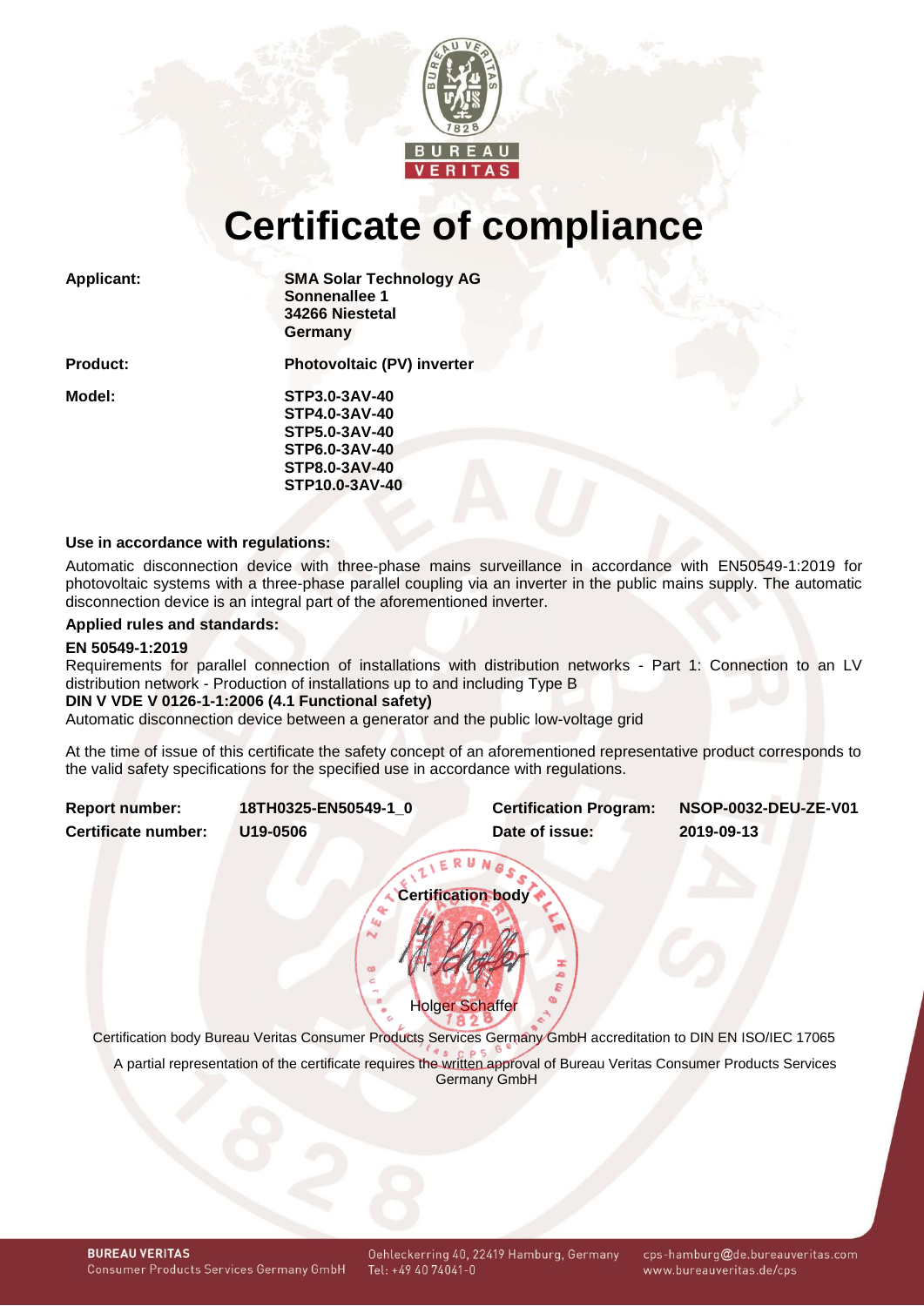# Certificate of compliance

| | |
|---|---|
| **Applicant:** | **SMA Solar Technology AG**<br>**Sonnenallee 1**<br>**34266 Niestetal**<br>**Germany** |
| **Product:** | **Photovoltaic (PV) inverter** |
| **Model:** | **STP3.0-3AV-40**<br>**STP4.0-3AV-40**<br>**STP5.0-3AV-40**<br>**STP6.0-3AV-40**<br>**STP8.0-3AV-40**<br>**STP10.0-3AV-40** |

**Use in accordance with regulations:**

Automatic disconnection device with three-phase mains surveillance in accordance with EN50549-1:2019 for photovoltaic systems with a three-phase parallel coupling via an inverter in the public mains supply. The automatic disconnection device is an integral part of the aforementioned inverter.

**Applied rules and standards:**

**EN 50549-1:2019**
Requirements for parallel connection of installations with distribution networks - Part 1: Connection to an LV distribution network - Production of installations up to and including Type B
**DIN V VDE V 0126-1-1:2006 (4.1 Functional safety)**
Automatic disconnection device between a generator and the public low-voltage grid

At the time of issue of this certificate the safety concept of an aforementioned representative product corresponds to the valid safety specifications for the specified use in accordance with regulations.

| | | | |
|---|---|---|---|
| **Report number:** | **18TH0325-EN50549-1_0** | **Certification Program:** | **NSOP-0032-DEU-ZE-V01** |
| **Certificate number:** | **U19-0506** | **Date of issue:** | **2019-09-13** |

**Certification body**

Holger Schaffer

Certification body Bureau Veritas Consumer Products Services Germany GmbH accreditation to DIN EN ISO/IEC 17065

A partial representation of the certificate requires the written approval of Bureau Veritas Consumer Products Services Germany GmbH

**BUREAU VERITAS**
Consumer Products Services Germany GmbH
Oehleckerring 40, 22419 Hamburg, Germany
Tel: +49 40 74041-0
cps-hamburg@de.bureauveritas.com
www.bureauveritas.de/cps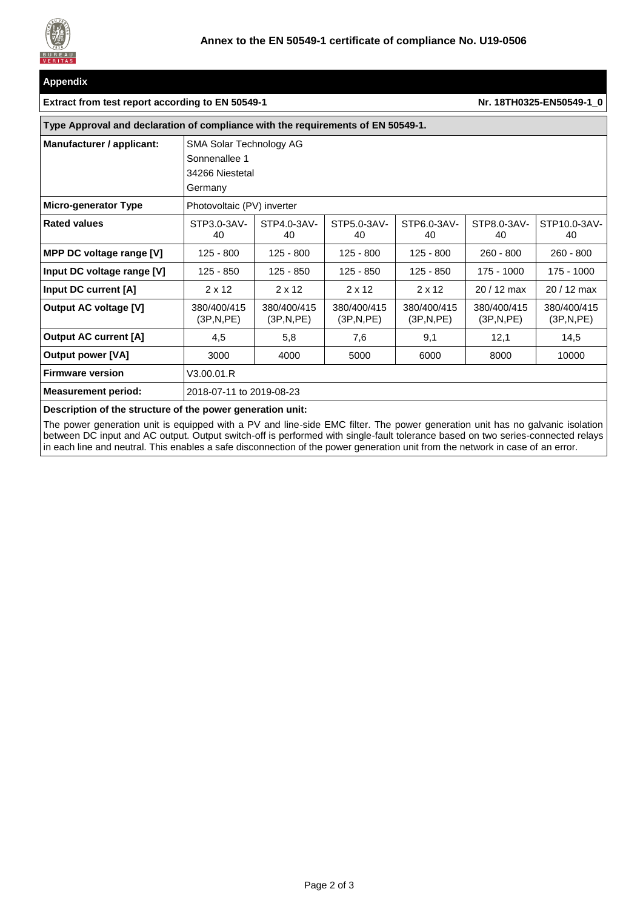**Annex to the EN 50549-1 certificate of compliance No. U19-0506**

## Appendix

**Extract from test report according to EN 50549-1** — **Nr. 18TH0325-EN50549-1_0**

**Type Approval and declaration of compliance with the requirements of EN 50549-1.**

| **Manufacturer / applicant:** | SMA Solar Technology AG<br>Sonnenallee 1<br>34266 Niestetal<br>Germany | | | | | |
|---|---|---|---|---|---|---|
| **Micro-generator Type** | Photovoltaic (PV) inverter | | | | | |
| **Rated values** | STP3.0-3AV-40 | STP4.0-3AV-40 | STP5.0-3AV-40 | STP6.0-3AV-40 | STP8.0-3AV-40 | STP10.0-3AV-40 |
| **MPP DC voltage range [V]** | 125 - 800 | 125 - 800 | 125 - 800 | 125 - 800 | 260 - 800 | 260 - 800 |
| **Input DC voltage range [V]** | 125 - 850 | 125 - 850 | 125 - 850 | 125 - 850 | 175 - 1000 | 175 - 1000 |
| **Input DC current [A]** | 2 x 12 | 2 x 12 | 2 x 12 | 2 x 12 | 20 / 12 max | 20 / 12 max |
| **Output AC voltage [V]** | 380/400/415 (3P,N,PE) | 380/400/415 (3P,N,PE) | 380/400/415 (3P,N,PE) | 380/400/415 (3P,N,PE) | 380/400/415 (3P,N,PE) | 380/400/415 (3P,N,PE) |
| **Output AC current [A]** | 4,5 | 5,8 | 7,6 | 9,1 | 12,1 | 14,5 |
| **Output power [VA]** | 3000 | 4000 | 5000 | 6000 | 8000 | 10000 |
| **Firmware version** | V3.00.01.R | | | | | |
| **Measurement period:** | 2018-07-11 to 2019-08-23 | | | | | |

**Description of the structure of the power generation unit:**

The power generation unit is equipped with a PV and line-side EMC filter. The power generation unit has no galvanic isolation between DC input and AC output. Output switch-off is performed with single-fault tolerance based on two series-connected relays in each line and neutral. This enables a safe disconnection of the power generation unit from the network in case of an error.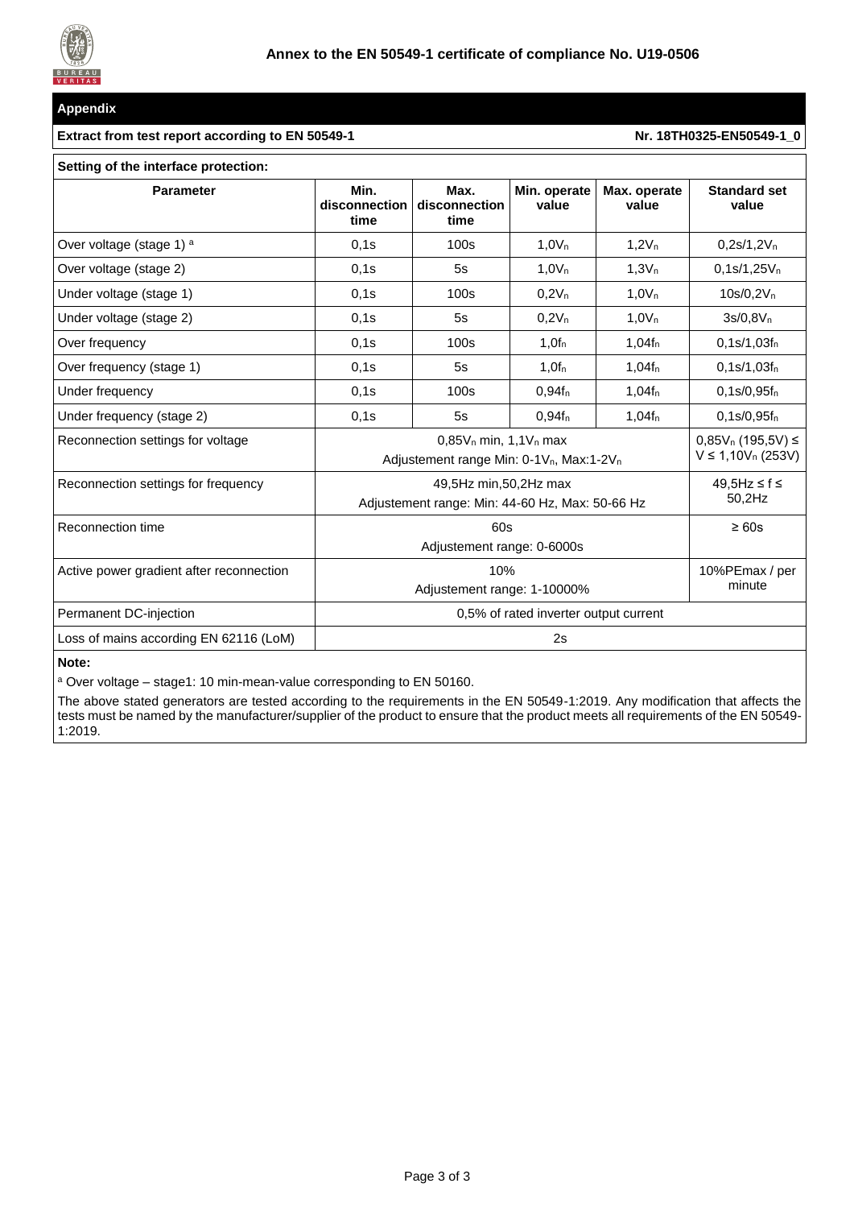**Annex to the EN 50549-1 certificate of compliance No. U19-0506**

## Appendix

**Extract from test report according to EN 50549-1** **Nr. 18TH0325-EN50549-1_0**

**Setting of the interface protection:**

| Parameter | Min. disconnection time | Max. disconnection time | Min. operate value | Max. operate value | Standard set value |
|---|---|---|---|---|---|
| Over voltage (stage 1) [a] | 0,1s | 100s | 1,0$V_n$ | 1,2$V_n$ | 0,2s/1,2$V_n$ |
| Over voltage (stage 2) | 0,1s | 5s | 1,0$V_n$ | 1,3$V_n$ | 0,1s/1,25$V_n$ |
| Under voltage (stage 1) | 0,1s | 100s | 0,2$V_n$ | 1,0$V_n$ | 10s/0,2$V_n$ |
| Under voltage (stage 2) | 0,1s | 5s | 0,2$V_n$ | 1,0$V_n$ | 3s/0,8$V_n$ |
| Over frequency | 0,1s | 100s | 1,0$f_n$ | 1,04$f_n$ | 0,1s/1,03$f_n$ |
| Over frequency (stage 1) | 0,1s | 5s | 1,0$f_n$ | 1,04$f_n$ | 0,1s/1,03$f_n$ |
| Under frequency | 0,1s | 100s | 0,94$f_n$ | 1,04$f_n$ | 0,1s/0,95$f_n$ |
| Under frequency (stage 2) | 0,1s | 5s | 0,94$f_n$ | 1,04$f_n$ | 0,1s/0,95$f_n$ |
| Reconnection settings for voltage | 0,85$V_n$ min, 1,1$V_n$ max<br>Adjustement range Min: 0-1$V_n$, Max:1-2$V_n$ | | | | 0,85$V_n$ (195,5V) ≤ V ≤ 1,10$V_n$ (253V) |
| Reconnection settings for frequency | 49,5Hz min,50,2Hz max<br>Adjustement range: Min: 44-60 Hz, Max: 50-66 Hz | | | | 49,5Hz ≤ f ≤ 50,2Hz |
| Reconnection time | 60s<br>Adjustement range: 0-6000s | | | | ≥ 60s |
| Active power gradient after reconnection | 10%<br>Adjustement range: 1-10000% | | | | 10%PEmax / per minute |
| Permanent DC-injection | 0,5% of rated inverter output current | | | | |
| Loss of mains according EN 62116 (LoM) | 2s | | | | |

**Note:**

[a] Over voltage – stage1: 10 min-mean-value corresponding to EN 50160.

The above stated generators are tested according to the requirements in the EN 50549-1:2019. Any modification that affects the tests must be named by the manufacturer/supplier of the product to ensure that the product meets all requirements of the EN 50549-1:2019.